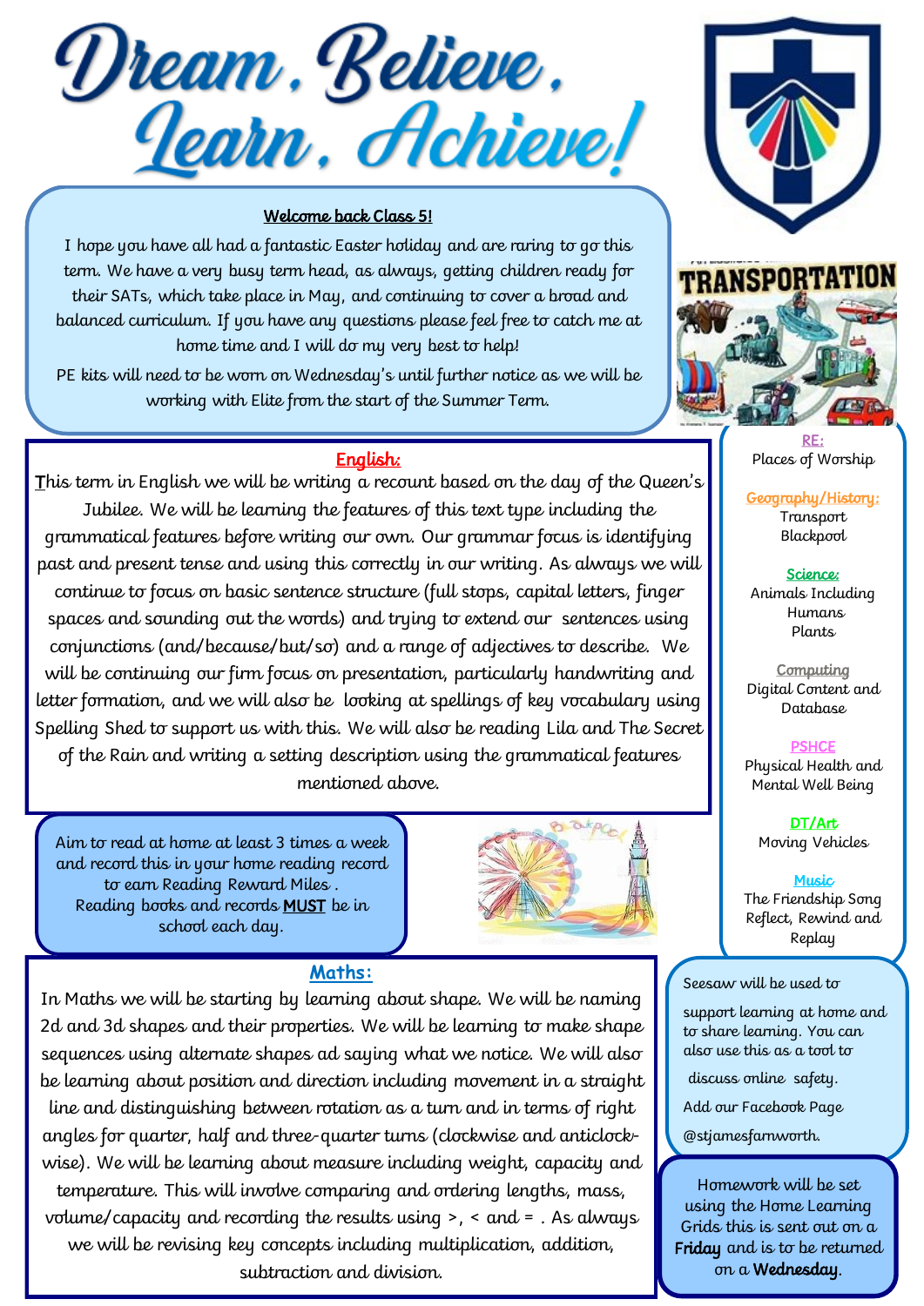# Dream, Believe, Learn, Achieve!

## Welcome back Class 5!

I hope you have all had a fantastic Easter holiday and are raring to go this term. We have a very busy term head, as always, getting children ready for their SATs, which take place in May, and continuing to cover a broad and balanced curriculum. If you have any questions please feel free to catch me at home time and I will do my very best to help!

PE kits will need to be worn on Wednesday's until further notice as we will be working with Elite from the start of the Summer Term.

## English:

This term in English we will be writing a recount based on the day of the Queen's Jubilee. We will be learning the features of this text type including the grammatical features before writing our own. Our grammar focus is identifying past and present tense and using this correctly in our writing. As always we will continue to focus on basic sentence structure (full stops, capital letters, finger spaces and sounding out the words) and trying to extend our sentences using conjunctions (and/because/but/so) and a range of adjectives to describe. We will be continuing our firm focus on presentation, particularly handwriting and letter formation, and we will also be looking at spellings of key vocabulary using Spelling Shed to support us with this. We will also be reading Lila and The Secret of the Rain and writing a setting description using the grammatical features mentioned above.

Aim to read at home at least 3 times a week and record this in your home reading record to earn Reading Reward Miles.
Reading books and records **MUST** be in school each day.

## Maths:

In Maths we will be starting by learning about shape. We will be naming 2d and 3d shapes and their properties. We will be learning to make shape sequences using alternate shapes ad saying what we notice. We will also be learning about position and direction including movement in a straight line and distinguishing between rotation as a turn and in terms of right angles for quarter, half and three-quarter turns (clockwise and anticlock-wise). We will be learning about measure including weight, capacity and temperature. This will involve comparing and ordering lengths, mass, volume/capacity and recording the results using >, < and = . As always we will be revising key concepts including multiplication, addition, subtraction and division.

**RE:**
Places of Worship

**Geography/History:**
Transport
Blackpool

**Science:**
Animals Including Humans
Plants

**Computing**
Digital Content and Database

**PSHCE**
Physical Health and Mental Well Being

**DT/Art**
Moving Vehicles

**Music**
The Friendship Song
Reflect, Rewind and Replay

Seesaw will be used to support learning at home and to share learning. You can also use this as a tool to discuss online safety.
Add our Facebook Page @stjamesfarnworth.

Homework will be set using the Home Learning Grids this is sent out on a **Friday** and is to be returned on a **Wednesday**.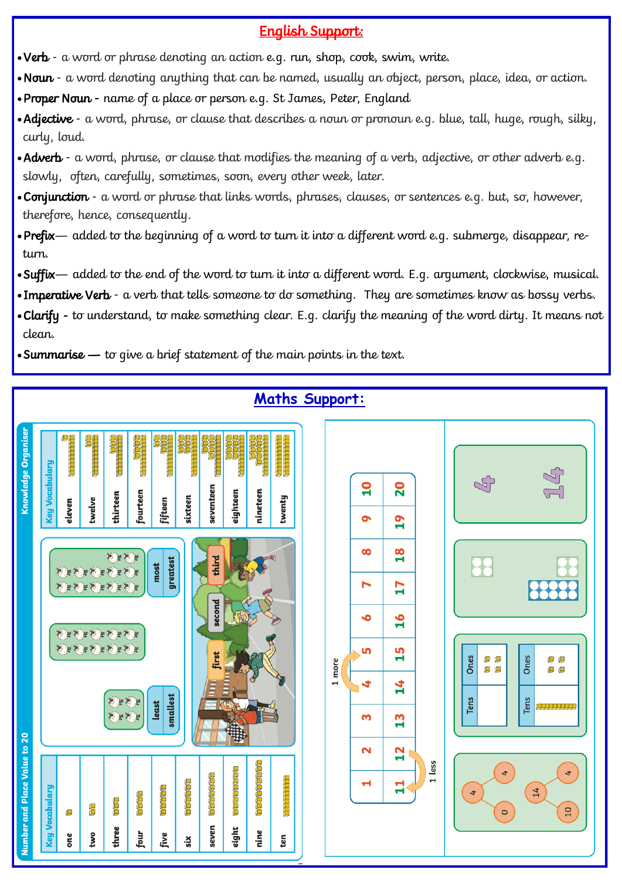## English Support:

- **Verb** - a word or phrase denoting an action e.g. run, shop, cook, swim, write.
- **Noun** - a word denoting anything that can be named, usually an object, person, place, idea, or action.
- **Proper Noun** - name of a place or person e.g. St James, Peter, England
- **Adjective** - a word, phrase, or clause that describes a noun or pronoun e.g. blue, tall, huge, rough, silky, curly, loud.
- **Adverb** - a word, phrase, or clause that modifies the meaning of a verb, adjective, or other adverb e.g. slowly, often, carefully, sometimes, soon, every other week, later.
- **Conjunction** - a word or phrase that links words, phrases, clauses, or sentences e.g. but, so, however, therefore, hence, consequently.
- **Prefix**— added to the beginning of a word to turn it into a different word e.g. submerge, disappear, re-turn.
- **Suffix**— added to the end of the word to turn it into a different word. E.g. argument, clockwise, musical.
- **Imperative Verb** - a verb that tells someone to do something. They are sometimes know as bossy verbs.
- **Clarify** - to understand, to make something clear. E.g. clarify the meaning of the word dirty. It means not clean.
- **Summarise** — to give a brief statement of the main points in the text.

## Maths Support:

Knowledge Organiser

Number and Place Value to 20

Key Vocabulary

one, two, three, four, five, six, seven, eight, nine, ten

Key Vocabulary

eleven, twelve, thirteen, fourteen, fifteen, sixteen, seventeen, eighteen, nineteen, twenty

least smallest

most greatest

first second third

| | | | | | | | | | |
|---|---|---|---|---|---|---|---|---|---|
| 1 | 2 | 3 | 4 | 5 | 6 | 7 | 8 | 9 | 10 |
| 11 | 12 | 13 | 14 | 15 | 16 | 17 | 18 | 19 | 20 |

1 more

1 less

4 14

| Tens | Ones |
|---|---|
| | 4 |

| Tens | Ones |
|---|---|
| 10 | 4 |

4 = 0 + 4

14 = 10 + 4